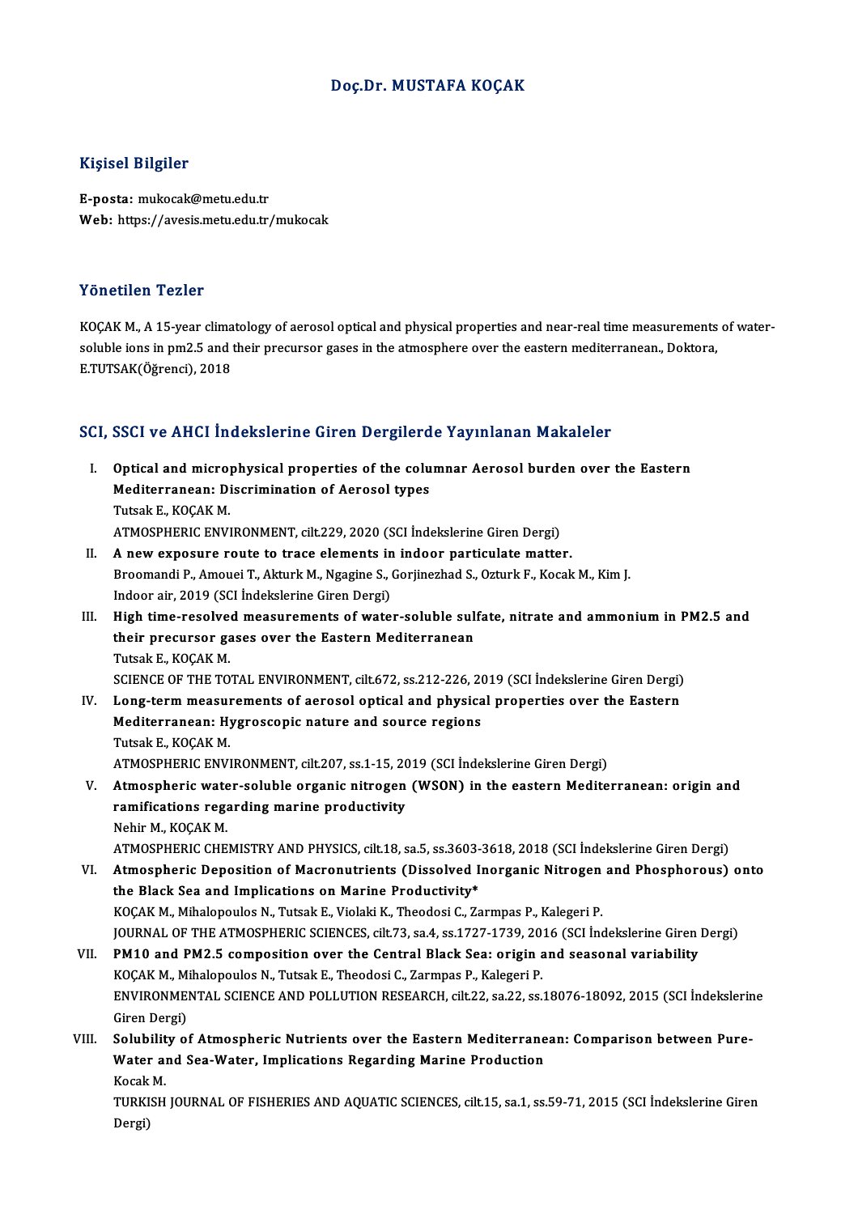# Doç.Dr. MUSTAFA KOÇAK

## Kişisel Bilgiler

**E-posta:** mukocak@metu.edu.tr
**Web:** https://avesis.metu.edu.tr/mukocak

## Yönetilen Tezler

KOÇAK M., A 15-year climatology of aerosol optical and physical properties and near-real time measurements of water-soluble ions in pm2.5 and their precursor gases in the atmosphere over the eastern mediterranean., Doktora, E.TUTSAK(Öğrenci), 2018

## SCI, SSCI ve AHCI İndekslerine Giren Dergilerde Yayınlanan Makaleler

I. **Optical and microphysical properties of the columnar Aerosol burden over the Eastern Mediterranean: Discrimination of Aerosol types**
Tutsak E., KOÇAK M.
ATMOSPHERIC ENVIRONMENT, cilt.229, 2020 (SCI İndekslerine Giren Dergi)

II. **A new exposure route to trace elements in indoor particulate matter.**
Broomandi P., Amouei T., Akturk M., Ngagine S., Gorjinezhad S., Ozturk F., Kocak M., Kim J.
Indoor air, 2019 (SCI İndekslerine Giren Dergi)

III. **High time-resolved measurements of water-soluble sulfate, nitrate and ammonium in PM2.5 and their precursor gases over the Eastern Mediterranean**
Tutsak E., KOÇAK M.
SCIENCE OF THE TOTAL ENVIRONMENT, cilt.672, ss.212-226, 2019 (SCI İndekslerine Giren Dergi)

IV. **Long-term measurements of aerosol optical and physical properties over the Eastern Mediterranean: Hygroscopic nature and source regions**
Tutsak E., KOÇAK M.
ATMOSPHERIC ENVIRONMENT, cilt.207, ss.1-15, 2019 (SCI İndekslerine Giren Dergi)

V. **Atmospheric water-soluble organic nitrogen (WSON) in the eastern Mediterranean: origin and ramifications regarding marine productivity**
Nehir M., KOÇAK M.
ATMOSPHERIC CHEMISTRY AND PHYSICS, cilt.18, sa.5, ss.3603-3618, 2018 (SCI İndekslerine Giren Dergi)

VI. **Atmospheric Deposition of Macronutrients (Dissolved Inorganic Nitrogen and Phosphorous) onto the Black Sea and Implications on Marine Productivity***
KOÇAK M., Mihalopoulos N., Tutsak E., Violaki K., Theodosi C., Zarmpas P., Kalegeri P.
JOURNAL OF THE ATMOSPHERIC SCIENCES, cilt.73, sa.4, ss.1727-1739, 2016 (SCI İndekslerine Giren Dergi)

VII. **PM10 and PM2.5 composition over the Central Black Sea: origin and seasonal variability**
KOÇAK M., Mihalopoulos N., Tutsak E., Theodosi C., Zarmpas P., Kalegeri P.
ENVIRONMENTAL SCIENCE AND POLLUTION RESEARCH, cilt.22, sa.22, ss.18076-18092, 2015 (SCI İndekslerine Giren Dergi)

VIII. **Solubility of Atmospheric Nutrients over the Eastern Mediterranean: Comparison between Pure-Water and Sea-Water, Implications Regarding Marine Production**
Kocak M.
TURKISH JOURNAL OF FISHERIES AND AQUATIC SCIENCES, cilt.15, sa.1, ss.59-71, 2015 (SCI İndekslerine Giren Dergi)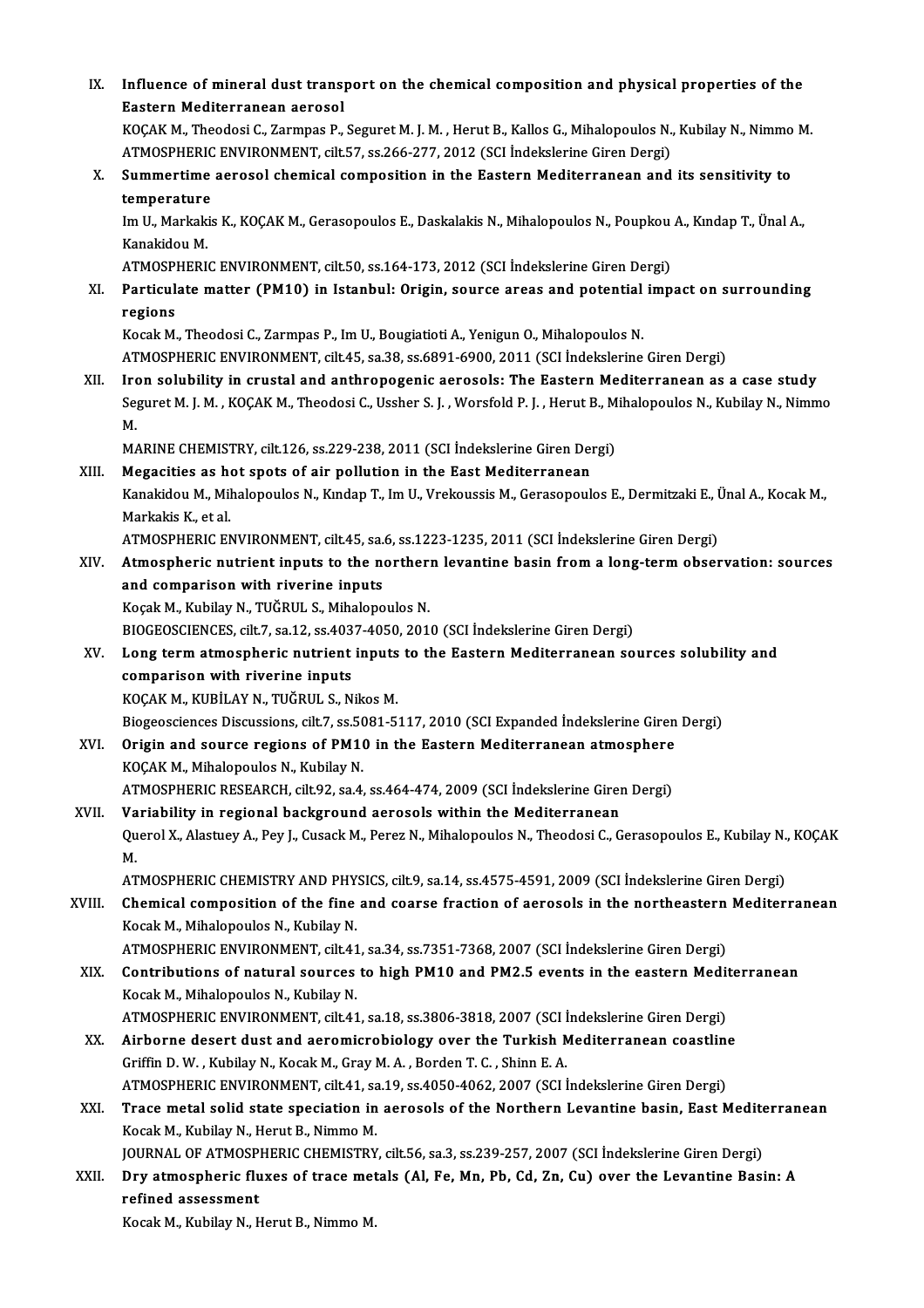IX. **Influence of mineral dust transport on the chemical composition and physical properties of the Eastern Mediterranean aerosol**
KOÇAK M., Theodosi C., Zarmpas P., Seguret M. J. M. , Herut B., Kallos G., Mihalopoulos N., Kubilay N., Nimmo M.
ATMOSPHERIC ENVIRONMENT, cilt.57, ss.266-277, 2012 (SCI İndekslerine Giren Dergi)

X. **Summertime aerosol chemical composition in the Eastern Mediterranean and its sensitivity to temperature**
Im U., Markakis K., KOÇAK M., Gerasopoulos E., Daskalakis N., Mihalopoulos N., Poupkou A., Kındap T., Ünal A., Kanakidou M.
ATMOSPHERIC ENVIRONMENT, cilt.50, ss.164-173, 2012 (SCI İndekslerine Giren Dergi)

XI. **Particulate matter (PM10) in Istanbul: Origin, source areas and potential impact on surrounding regions**
Kocak M., Theodosi C., Zarmpas P., Im U., Bougiatioti A., Yenigun O., Mihalopoulos N.
ATMOSPHERIC ENVIRONMENT, cilt.45, sa.38, ss.6891-6900, 2011 (SCI İndekslerine Giren Dergi)

XII. **Iron solubility in crustal and anthropogenic aerosols: The Eastern Mediterranean as a case study**
Seguret M. J. M. , KOÇAK M., Theodosi C., Ussher S. J. , Worsfold P. J. , Herut B., Mihalopoulos N., Kubilay N., Nimmo M.
MARINE CHEMISTRY, cilt.126, ss.229-238, 2011 (SCI İndekslerine Giren Dergi)

XIII. **Megacities as hot spots of air pollution in the East Mediterranean**
Kanakidou M., Mihalopoulos N., Kındap T., Im U., Vrekoussis M., Gerasopoulos E., Dermitzaki E., Ünal A., Kocak M., Markakis K., et al.
ATMOSPHERIC ENVIRONMENT, cilt.45, sa.6, ss.1223-1235, 2011 (SCI İndekslerine Giren Dergi)

XIV. **Atmospheric nutrient inputs to the northern levantine basin from a long-term observation: sources and comparison with riverine inputs**
Koçak M., Kubilay N., TUĞRUL S., Mihalopoulos N.
BIOGEOSCIENCES, cilt.7, sa.12, ss.4037-4050, 2010 (SCI İndekslerine Giren Dergi)

XV. **Long term atmospheric nutrient inputs to the Eastern Mediterranean sources solubility and comparison with riverine inputs**
KOÇAK M., KUBİLAY N., TUĞRUL S., Nikos M.
Biogeosciences Discussions, cilt.7, ss.5081-5117, 2010 (SCI Expanded İndekslerine Giren Dergi)

XVI. **Origin and source regions of PM10 in the Eastern Mediterranean atmosphere**
KOÇAK M., Mihalopoulos N., Kubilay N.
ATMOSPHERIC RESEARCH, cilt.92, sa.4, ss.464-474, 2009 (SCI İndekslerine Giren Dergi)

XVII. **Variability in regional background aerosols within the Mediterranean**
Querol X., Alastuey A., Pey J., Cusack M., Perez N., Mihalopoulos N., Theodosi C., Gerasopoulos E., Kubilay N., KOÇAK M.
ATMOSPHERIC CHEMISTRY AND PHYSICS, cilt.9, sa.14, ss.4575-4591, 2009 (SCI İndekslerine Giren Dergi)

XVIII. **Chemical composition of the fine and coarse fraction of aerosols in the northeastern Mediterranean**
Kocak M., Mihalopoulos N., Kubilay N.
ATMOSPHERIC ENVIRONMENT, cilt.41, sa.34, ss.7351-7368, 2007 (SCI İndekslerine Giren Dergi)

XIX. **Contributions of natural sources to high PM10 and PM2.5 events in the eastern Mediterranean**
Kocak M., Mihalopoulos N., Kubilay N.
ATMOSPHERIC ENVIRONMENT, cilt.41, sa.18, ss.3806-3818, 2007 (SCI İndekslerine Giren Dergi)

XX. **Airborne desert dust and aeromicrobiology over the Turkish Mediterranean coastline**
Griffin D. W. , Kubilay N., Kocak M., Gray M. A. , Borden T. C. , Shinn E. A.
ATMOSPHERIC ENVIRONMENT, cilt.41, sa.19, ss.4050-4062, 2007 (SCI İndekslerine Giren Dergi)

XXI. **Trace metal solid state speciation in aerosols of the Northern Levantine basin, East Mediterranean**
Kocak M., Kubilay N., Herut B., Nimmo M.
JOURNAL OF ATMOSPHERIC CHEMISTRY, cilt.56, sa.3, ss.239-257, 2007 (SCI İndekslerine Giren Dergi)

XXII. **Dry atmospheric fluxes of trace metals (Al, Fe, Mn, Pb, Cd, Zn, Cu) over the Levantine Basin: A refined assessment**
Kocak M., Kubilay N., Herut B., Nimmo M.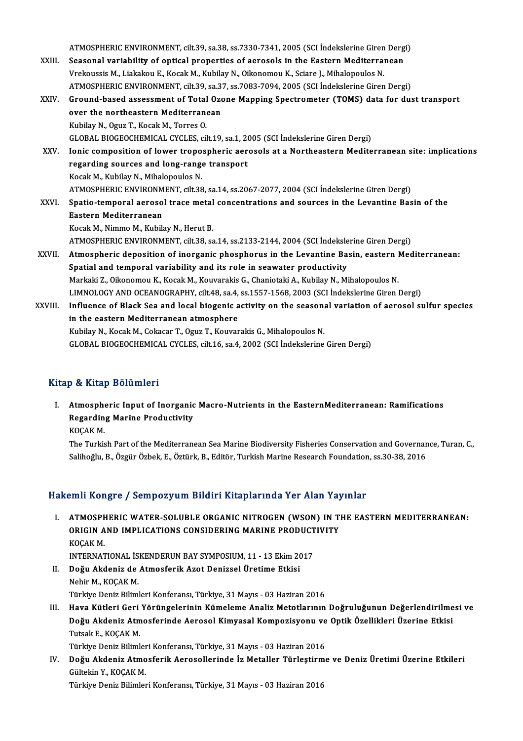ATMOSPHERIC ENVIRONMENT, cilt.39, sa.38, ss.7330-7341, 2005 (SCI İndekslerine Giren Dergi)

XXIII. **Seasonal variability of optical properties of aerosols in the Eastern Mediterranean**
Vrekoussis M., Liakakou E., Kocak M., Kubilay N., Oikonomou K., Sciare J., Mihalopoulos N.
ATMOSPHERIC ENVIRONMENT, cilt.39, sa.37, ss.7083-7094, 2005 (SCI İndekslerine Giren Dergi)

XXIV. **Ground-based assessment of Total Ozone Mapping Spectrometer (TOMS) data for dust transport over the northeastern Mediterranean**
Kubilay N., Oguz T., Kocak M., Torres O.
GLOBAL BIOGEOCHEMICAL CYCLES, cilt.19, sa.1, 2005 (SCI İndekslerine Giren Dergi)

XXV. **Ionic composition of lower tropospheric aerosols at a Northeastern Mediterranean site: implications regarding sources and long-range transport**
Kocak M., Kubilay N., Mihalopoulos N.
ATMOSPHERIC ENVIRONMENT, cilt.38, sa.14, ss.2067-2077, 2004 (SCI İndekslerine Giren Dergi)

XXVI. **Spatio-temporal aerosol trace metal concentrations and sources in the Levantine Basin of the Eastern Mediterranean**
Kocak M., Nimmo M., Kubilay N., Herut B.
ATMOSPHERIC ENVIRONMENT, cilt.38, sa.14, ss.2133-2144, 2004 (SCI İndekslerine Giren Dergi)

XXVII. **Atmospheric deposition of inorganic phosphorus in the Levantine Basin, eastern Mediterranean: Spatial and temporal variability and its role in seawater productivity**
Markaki Z., Oikonomou K., Kocak M., Kouvarakis G., Chaniotaki A., Kubilay N., Mihalopoulos N.
LIMNOLOGY AND OCEANOGRAPHY, cilt.48, sa.4, ss.1557-1568, 2003 (SCI İndekslerine Giren Dergi)

XXVIII. **Influence of Black Sea and local biogenic activity on the seasonal variation of aerosol sulfur species in the eastern Mediterranean atmosphere**
Kubilay N., Kocak M., Cokacar T., Oguz T., Kouvarakis G., Mihalopoulos N.
GLOBAL BIOGEOCHEMICAL CYCLES, cilt.16, sa.4, 2002 (SCI İndekslerine Giren Dergi)

## Kitap & Kitap Bölümleri

I. **Atmospheric Input of Inorganic Macro-Nutrients in the EasternMediterranean: Ramifications Regarding Marine Productivity**
KOÇAK M.
The Turkish Part of the Mediterranean Sea Marine Biodiversity Fisheries Conservation and Governance, Turan, C., Salihoğlu, B., Özgür Özbek, E., Öztürk, B., Editör, Turkish Marine Research Foundation, ss.30-38, 2016

## Hakemli Kongre / Sempozyum Bildiri Kitaplarında Yer Alan Yayınlar

I. **ATMOSPHERIC WATER-SOLUBLE ORGANIC NITROGEN (WSON) IN THE EASTERN MEDITERRANEAN: ORIGIN AND IMPLICATIONS CONSIDERING MARINE PRODUCTIVITY**
KOÇAK M.
INTERNATIONAL İSKENDERUN BAY SYMPOSIUM, 11 - 13 Ekim 2017

II. **Doğu Akdeniz de Atmosferik Azot Denizsel Üretime Etkisi**
Nehir M., KOÇAK M.
Türkiye Deniz Bilimleri Konferansı, Türkiye, 31 Mayıs - 03 Haziran 2016

III. **Hava Kütleri Geri Yörüngelerinin Kümeleme Analiz Metotlarının Doğruluğunun Değerlendirilmesi ve Doğu Akdeniz Atmosferinde Aerosol Kimyasal Kompozisyonu ve Optik Özellikleri Üzerine Etkisi**
Tutsak E., KOÇAK M.
Türkiye Deniz Bilimleri Konferansı, Türkiye, 31 Mayıs - 03 Haziran 2016

IV. **Doğu Akdeniz Atmosferik Aerosollerinde İz Metaller Türleştirme ve Deniz Üretimi Üzerine Etkileri**
Gültekin Y., KOÇAK M.
Türkiye Deniz Bilimleri Konferansı, Türkiye, 31 Mayıs - 03 Haziran 2016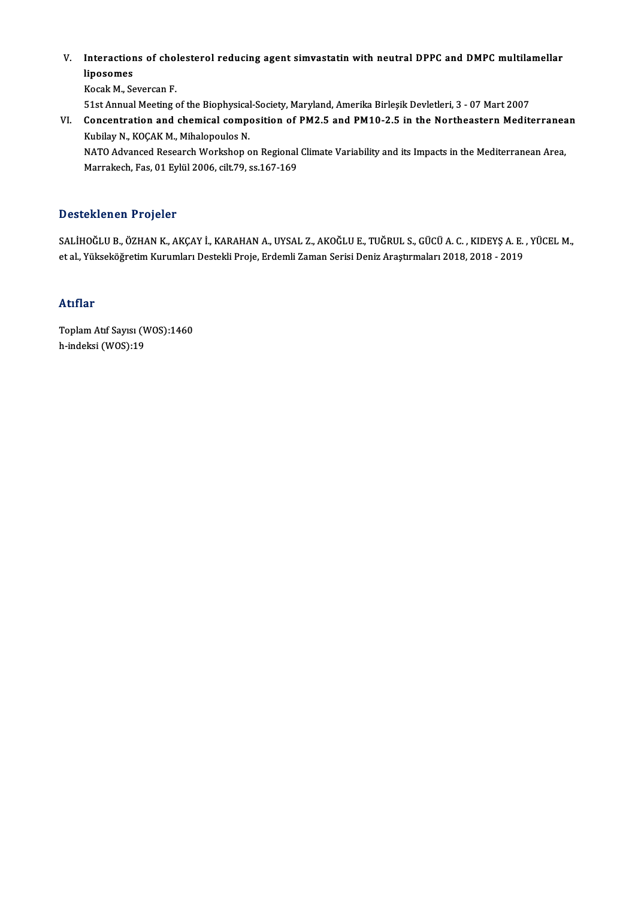V. **Interactions of cholesterol reducing agent simvastatin with neutral DPPC and DMPC multilamellar liposomes**
Kocak M., Severcan F.
51st Annual Meeting of the Biophysical-Society, Maryland, Amerika Birleşik Devletleri, 3 - 07 Mart 2007

VI. **Concentration and chemical composition of PM2.5 and PM10-2.5 in the Northeastern Mediterranean**
Kubilay N., KOÇAK M., Mihalopoulos N.
NATO Advanced Research Workshop on Regional Climate Variability and its Impacts in the Mediterranean Area, Marrakech, Fas, 01 Eylül 2006, cilt.79, ss.167-169

## Desteklenen Projeler

SALİHOĞLU B., ÖZHAN K., AKÇAY İ., KARAHAN A., UYSAL Z., AKOĞLU E., TUĞRUL S., GÜCÜ A. C. , KIDEYŞ A. E. , YÜCEL M., et al., Yükseköğretim Kurumları Destekli Proje, Erdemli Zaman Serisi Deniz Araştırmaları 2018, 2018 - 2019

## Atıflar

Toplam Atıf Sayısı (WOS):1460
h-indeksi (WOS):19